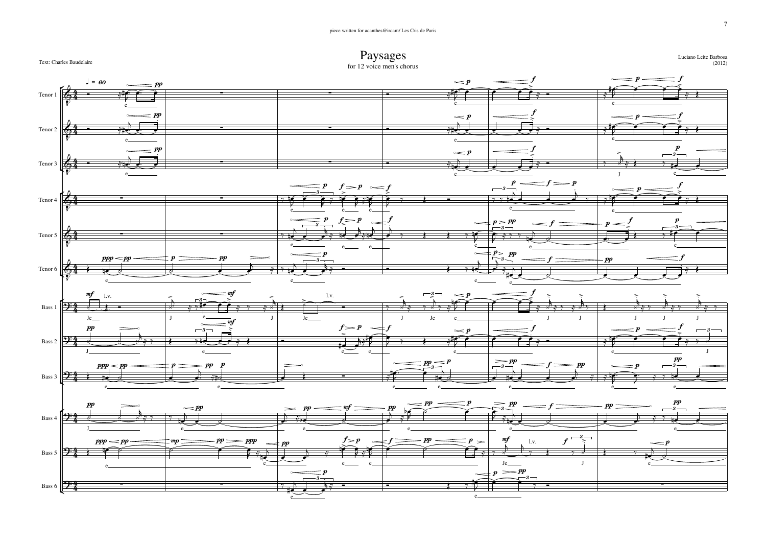piece written for acanthes@ircam/ Les Cris de Paris

Text: Charles Baudelaire

# Paysages

for 12 voice men's chorus

Luciano Leite Barbosa
(2012)